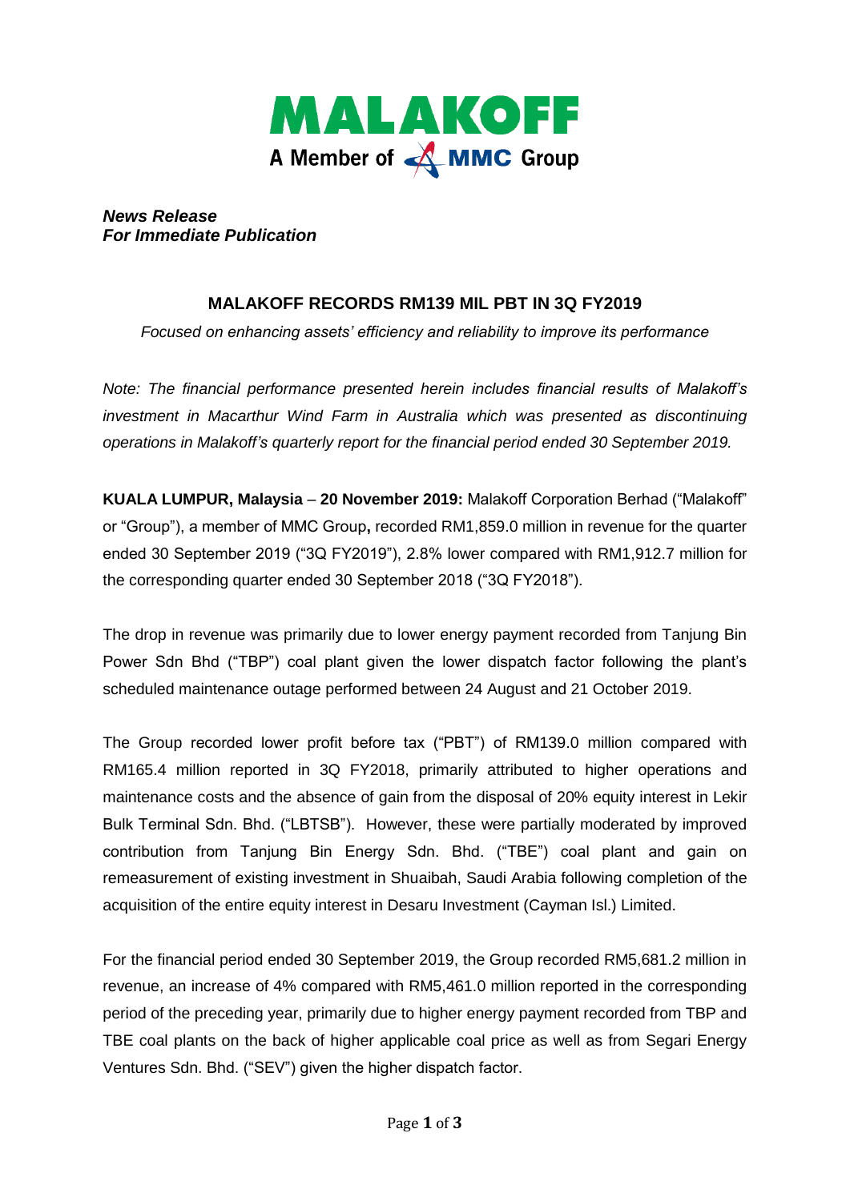MALAKOFF
A Member of MMC Group

***News Release***
***For Immediate Publication***

## MALAKOFF RECORDS RM139 MIL PBT IN 3Q FY2019

*Focused on enhancing assets' efficiency and reliability to improve its performance*

*Note: The financial performance presented herein includes financial results of Malakoff's investment in Macarthur Wind Farm in Australia which was presented as discontinuing operations in Malakoff's quarterly report for the financial period ended 30 September 2019.*

**KUALA LUMPUR, Malaysia** – **20 November 2019:** Malakoff Corporation Berhad ("Malakoff" or "Group"), a member of MMC Group**,** recorded RM1,859.0 million in revenue for the quarter ended 30 September 2019 ("3Q FY2019"), 2.8% lower compared with RM1,912.7 million for the corresponding quarter ended 30 September 2018 ("3Q FY2018").

The drop in revenue was primarily due to lower energy payment recorded from Tanjung Bin Power Sdn Bhd ("TBP") coal plant given the lower dispatch factor following the plant's scheduled maintenance outage performed between 24 August and 21 October 2019.

The Group recorded lower profit before tax ("PBT") of RM139.0 million compared with RM165.4 million reported in 3Q FY2018, primarily attributed to higher operations and maintenance costs and the absence of gain from the disposal of 20% equity interest in Lekir Bulk Terminal Sdn. Bhd. ("LBTSB"). However, these were partially moderated by improved contribution from Tanjung Bin Energy Sdn. Bhd. ("TBE") coal plant and gain on remeasurement of existing investment in Shuaibah, Saudi Arabia following completion of the acquisition of the entire equity interest in Desaru Investment (Cayman Isl.) Limited.

For the financial period ended 30 September 2019, the Group recorded RM5,681.2 million in revenue, an increase of 4% compared with RM5,461.0 million reported in the corresponding period of the preceding year, primarily due to higher energy payment recorded from TBP and TBE coal plants on the back of higher applicable coal price as well as from Segari Energy Ventures Sdn. Bhd. ("SEV") given the higher dispatch factor.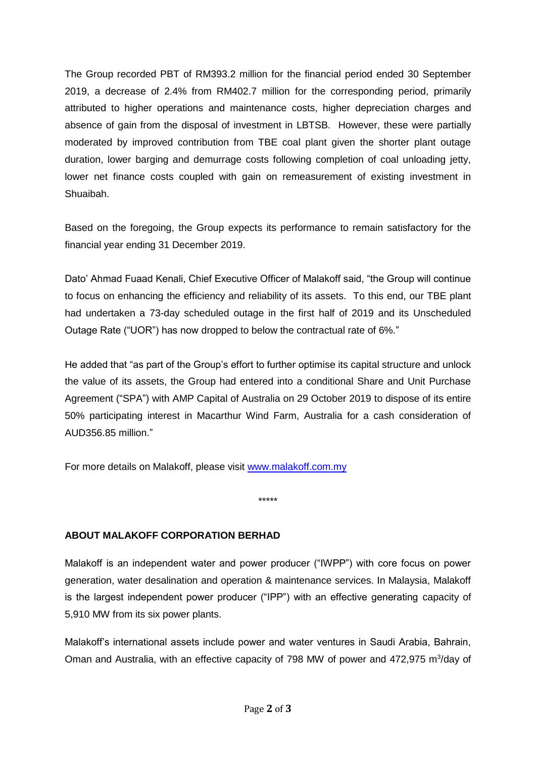The Group recorded PBT of RM393.2 million for the financial period ended 30 September 2019, a decrease of 2.4% from RM402.7 million for the corresponding period, primarily attributed to higher operations and maintenance costs, higher depreciation charges and absence of gain from the disposal of investment in LBTSB. However, these were partially moderated by improved contribution from TBE coal plant given the shorter plant outage duration, lower barging and demurrage costs following completion of coal unloading jetty, lower net finance costs coupled with gain on remeasurement of existing investment in Shuaibah.

Based on the foregoing, the Group expects its performance to remain satisfactory for the financial year ending 31 December 2019.

Dato' Ahmad Fuaad Kenali, Chief Executive Officer of Malakoff said, "the Group will continue to focus on enhancing the efficiency and reliability of its assets. To this end, our TBE plant had undertaken a 73-day scheduled outage in the first half of 2019 and its Unscheduled Outage Rate ("UOR") has now dropped to below the contractual rate of 6%."

He added that "as part of the Group's effort to further optimise its capital structure and unlock the value of its assets, the Group had entered into a conditional Share and Unit Purchase Agreement ("SPA") with AMP Capital of Australia on 29 October 2019 to dispose of its entire 50% participating interest in Macarthur Wind Farm, Australia for a cash consideration of AUD356.85 million."

For more details on Malakoff, please visit [www.malakoff.com.my](http://www.malakoff.com.my)

*****

**ABOUT MALAKOFF CORPORATION BERHAD**

Malakoff is an independent water and power producer ("IWPP") with core focus on power generation, water desalination and operation & maintenance services. In Malaysia, Malakoff is the largest independent power producer ("IPP") with an effective generating capacity of 5,910 MW from its six power plants.

Malakoff's international assets include power and water ventures in Saudi Arabia, Bahrain, Oman and Australia, with an effective capacity of 798 MW of power and 472,975 $m^3$/day of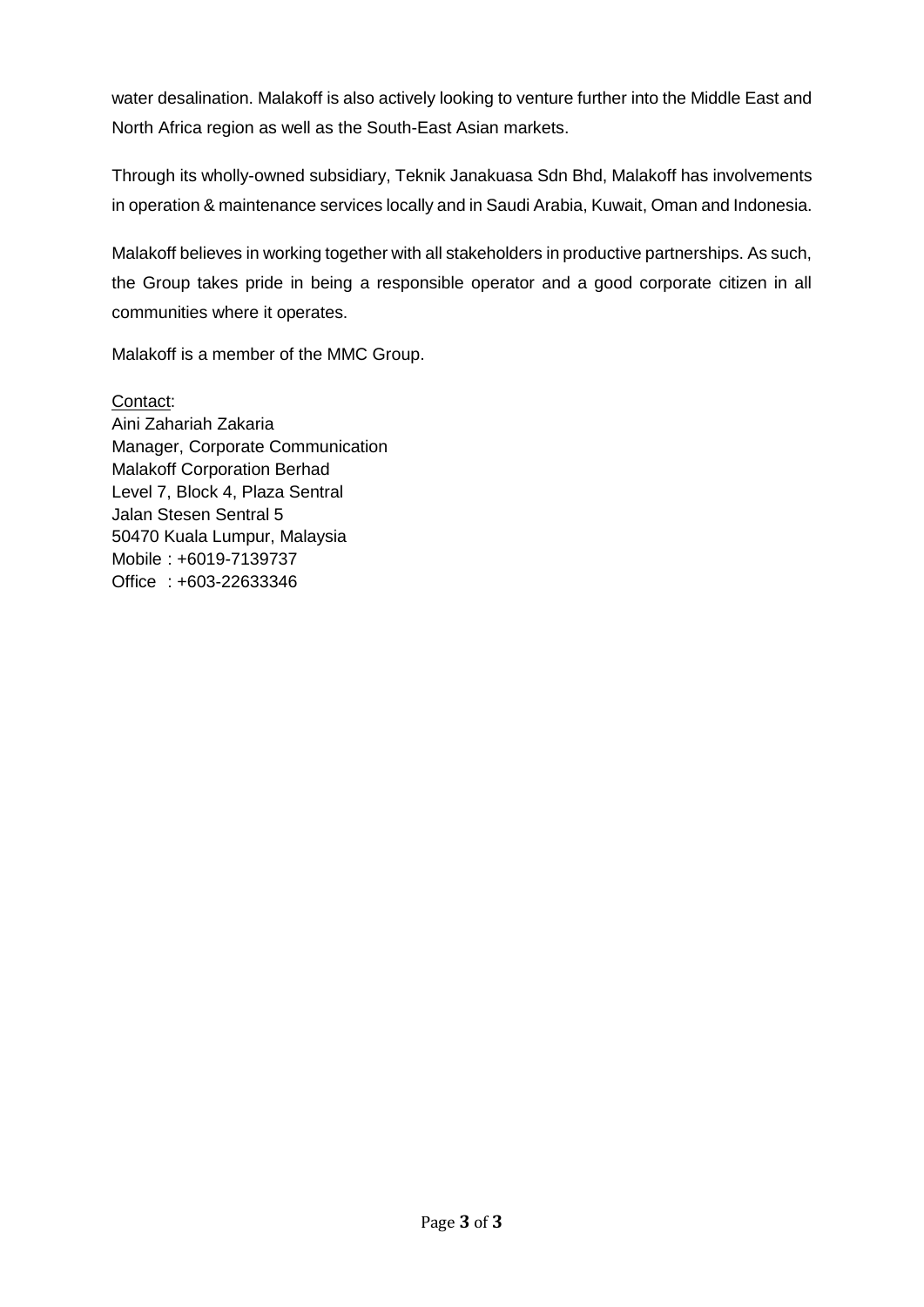water desalination. Malakoff is also actively looking to venture further into the Middle East and North Africa region as well as the South-East Asian markets.

Through its wholly-owned subsidiary, Teknik Janakuasa Sdn Bhd, Malakoff has involvements in operation & maintenance services locally and in Saudi Arabia, Kuwait, Oman and Indonesia.

Malakoff believes in working together with all stakeholders in productive partnerships. As such, the Group takes pride in being a responsible operator and a good corporate citizen in all communities where it operates.

Malakoff is a member of the MMC Group.

Contact:
Aini Zahariah Zakaria
Manager, Corporate Communication
Malakoff Corporation Berhad
Level 7, Block 4, Plaza Sentral
Jalan Stesen Sentral 5
50470 Kuala Lumpur, Malaysia
Mobile : +6019-7139737
Office : +603-22633346